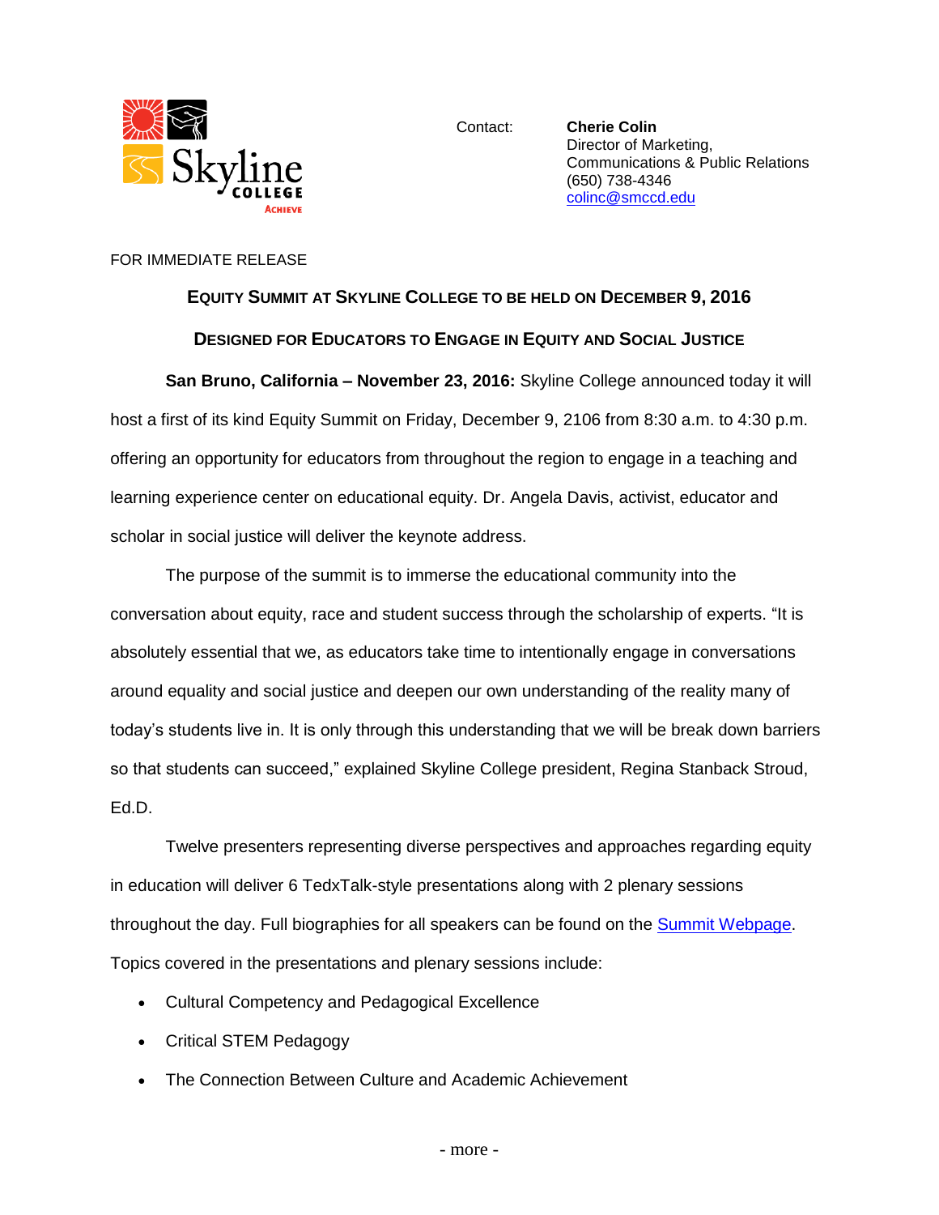Contact: **Cherie Colin**
Director of Marketing,
Communications & Public Relations
(650) 738-4346
colinc@smccd.edu

FOR IMMEDIATE RELEASE

## EQUITY SUMMIT AT SKYLINE COLLEGE TO BE HELD ON DECEMBER 9, 2016

### DESIGNED FOR EDUCATORS TO ENGAGE IN EQUITY AND SOCIAL JUSTICE

**San Bruno, California – November 23, 2016:** Skyline College announced today it will host a first of its kind Equity Summit on Friday, December 9, 2106 from 8:30 a.m. to 4:30 p.m. offering an opportunity for educators from throughout the region to engage in a teaching and learning experience center on educational equity. Dr. Angela Davis, activist, educator and scholar in social justice will deliver the keynote address.

The purpose of the summit is to immerse the educational community into the conversation about equity, race and student success through the scholarship of experts. "It is absolutely essential that we, as educators take time to intentionally engage in conversations around equality and social justice and deepen our own understanding of the reality many of today's students live in. It is only through this understanding that we will be break down barriers so that students can succeed," explained Skyline College president, Regina Stanback Stroud, Ed.D.

Twelve presenters representing diverse perspectives and approaches regarding equity in education will deliver 6 TedxTalk-style presentations along with 2 plenary sessions throughout the day. Full biographies for all speakers can be found on the Summit Webpage. Topics covered in the presentations and plenary sessions include:

- Cultural Competency and Pedagogical Excellence
- Critical STEM Pedagogy
- The Connection Between Culture and Academic Achievement

- more -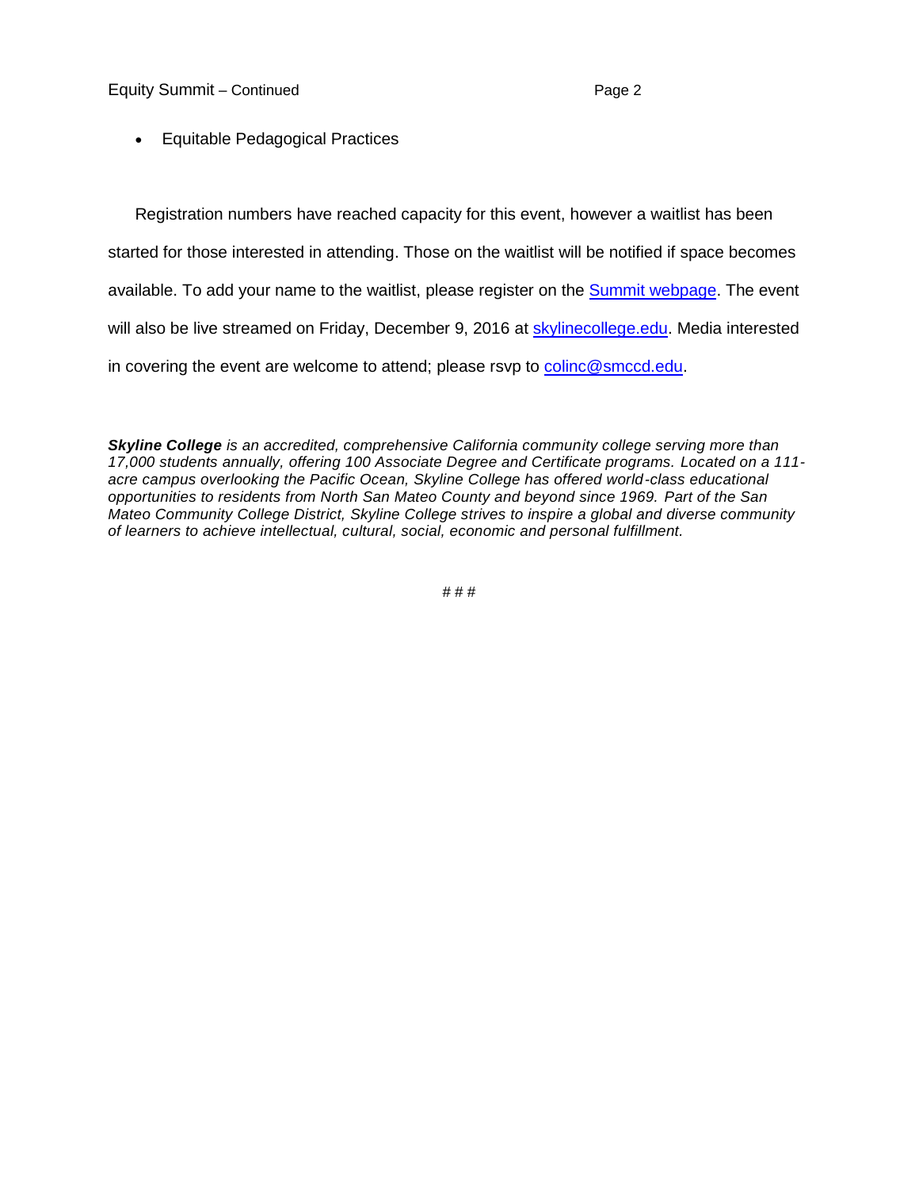- Equitable Pedagogical Practices

Registration numbers have reached capacity for this event, however a waitlist has been started for those interested in attending. Those on the waitlist will be notified if space becomes available. To add your name to the waitlist, please register on the Summit webpage. The event will also be live streamed on Friday, December 9, 2016 at skylinecollege.edu. Media interested in covering the event are welcome to attend; please rsvp to colinc@smccd.edu.

***Skyline College*** *is an accredited, comprehensive California community college serving more than 17,000 students annually, offering 100 Associate Degree and Certificate programs. Located on a 111-acre campus overlooking the Pacific Ocean, Skyline College has offered world-class educational opportunities to residents from North San Mateo County and beyond since 1969. Part of the San Mateo Community College District, Skyline College strives to inspire a global and diverse community of learners to achieve intellectual, cultural, social, economic and personal fulfillment.*

# # #